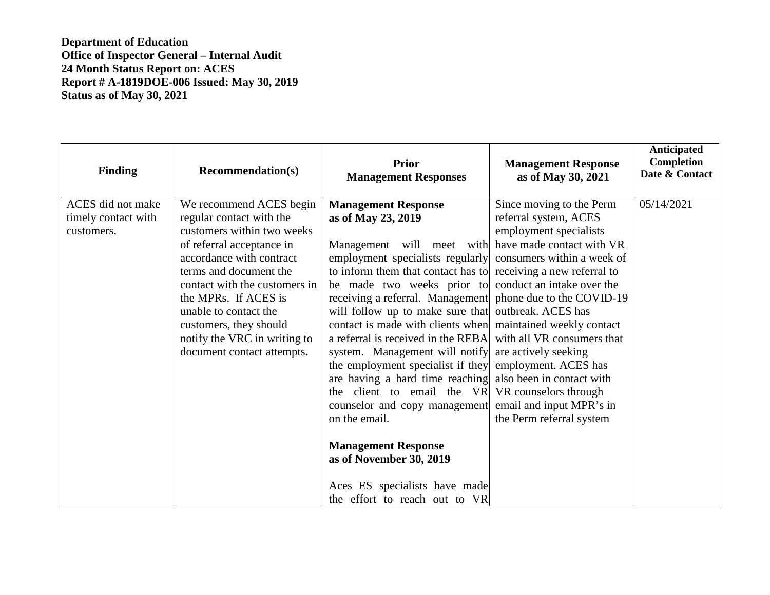**Department of Education**
**Office of Inspector General – Internal Audit**
**24 Month Status Report on: ACES**
**Report # A-1819DOE-006 Issued: May 30, 2019**
**Status as of May 30, 2021**

| Finding | Recommendation(s) | Prior Management Responses | Management Response as of May 30, 2021 | Anticipated Completion Date & Contact |
|---|---|---|---|---|
| ACES did not make timely contact with customers. | We recommend ACES begin regular contact with the customers within two weeks of referral acceptance in accordance with contract terms and document the contact with the customers in the MPRs. If ACES is unable to contact the customers, they should notify the VRC in writing to document contact attempts. | **Management Response as of May 23, 2019**<br><br>Management will meet with employment specialists regularly to inform them that contact has to be made two weeks prior to receiving a referral. Management will follow up to make sure that contact is made with clients when a referral is received in the REBA system. Management will notify the employment specialist if they are having a hard time reaching the client to email the VR counselor and copy management on the email.<br><br>**Management Response as of November 30, 2019**<br><br>Aces ES specialists have made the effort to reach out to VR | Since moving to the Perm referral system, ACES employment specialists have made contact with VR consumers within a week of receiving a new referral to conduct an intake over the phone due to the COVID-19 outbreak. ACES has maintained weekly contact with all VR consumers that are actively seeking employment. ACES has also been in contact with VR counselors through email and input MPR's in the Perm referral system | 05/14/2021 |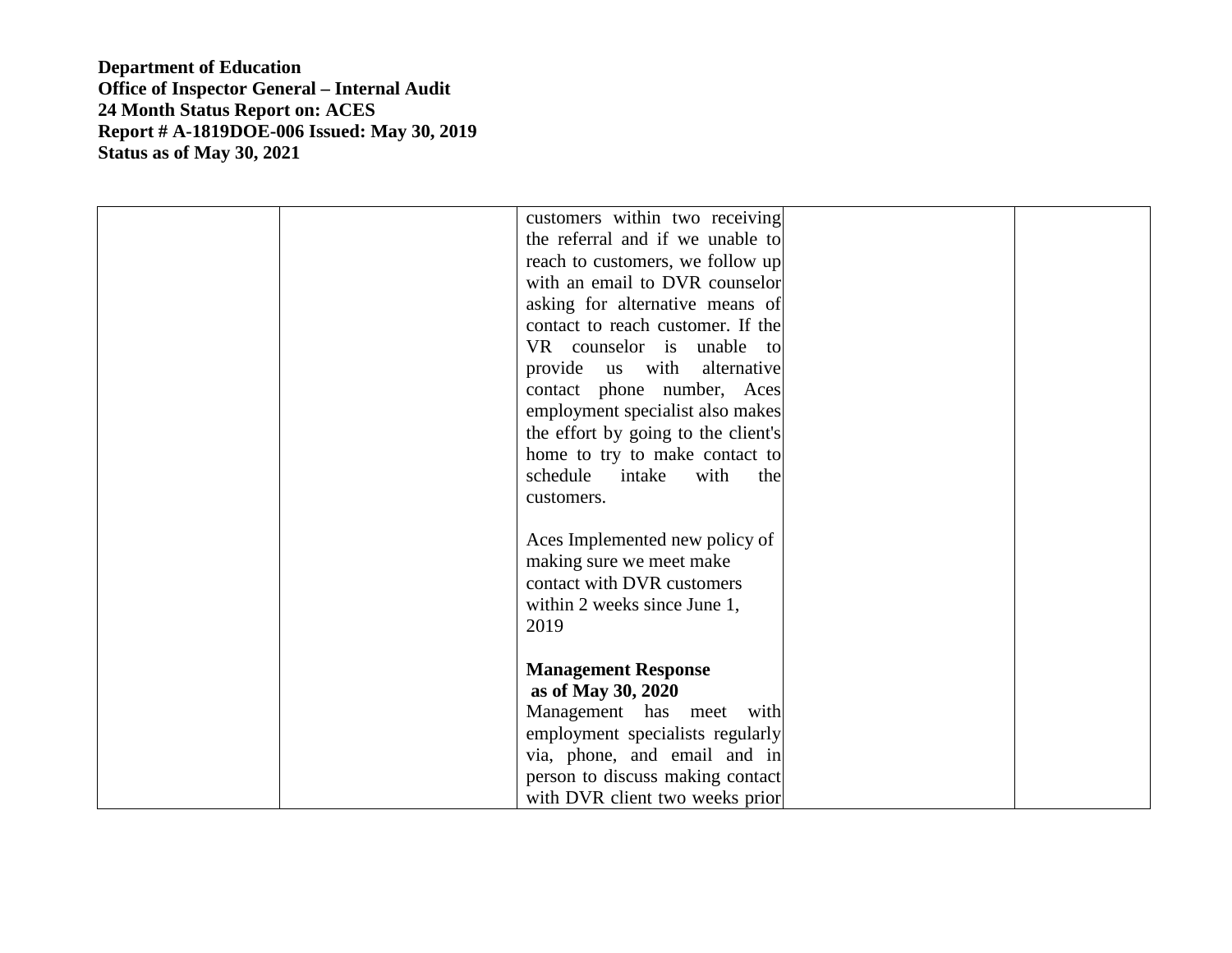**Department of Education**
**Office of Inspector General – Internal Audit**
**24 Month Status Report on: ACES**
**Report # A-1819DOE-006 Issued: May 30, 2019**
**Status as of May 30, 2021**

| | | | | |
|---|---|---|---|---|
| | | customers within two receiving the referral and if we unable to reach to customers, we follow up with an email to DVR counselor asking for alternative means of contact to reach customer. If the VR counselor is unable to provide us with alternative contact phone number, Aces employment specialist also makes the effort by going to the client's home to try to make contact to schedule intake with the customers.<br><br>Aces Implemented new policy of making sure we meet make contact with DVR customers within 2 weeks since June 1, 2019<br><br>**Management Response as of May 30, 2020**<br>Management has meet with employment specialists regularly via, phone, and email and in person to discuss making contact with DVR client two weeks prior | | |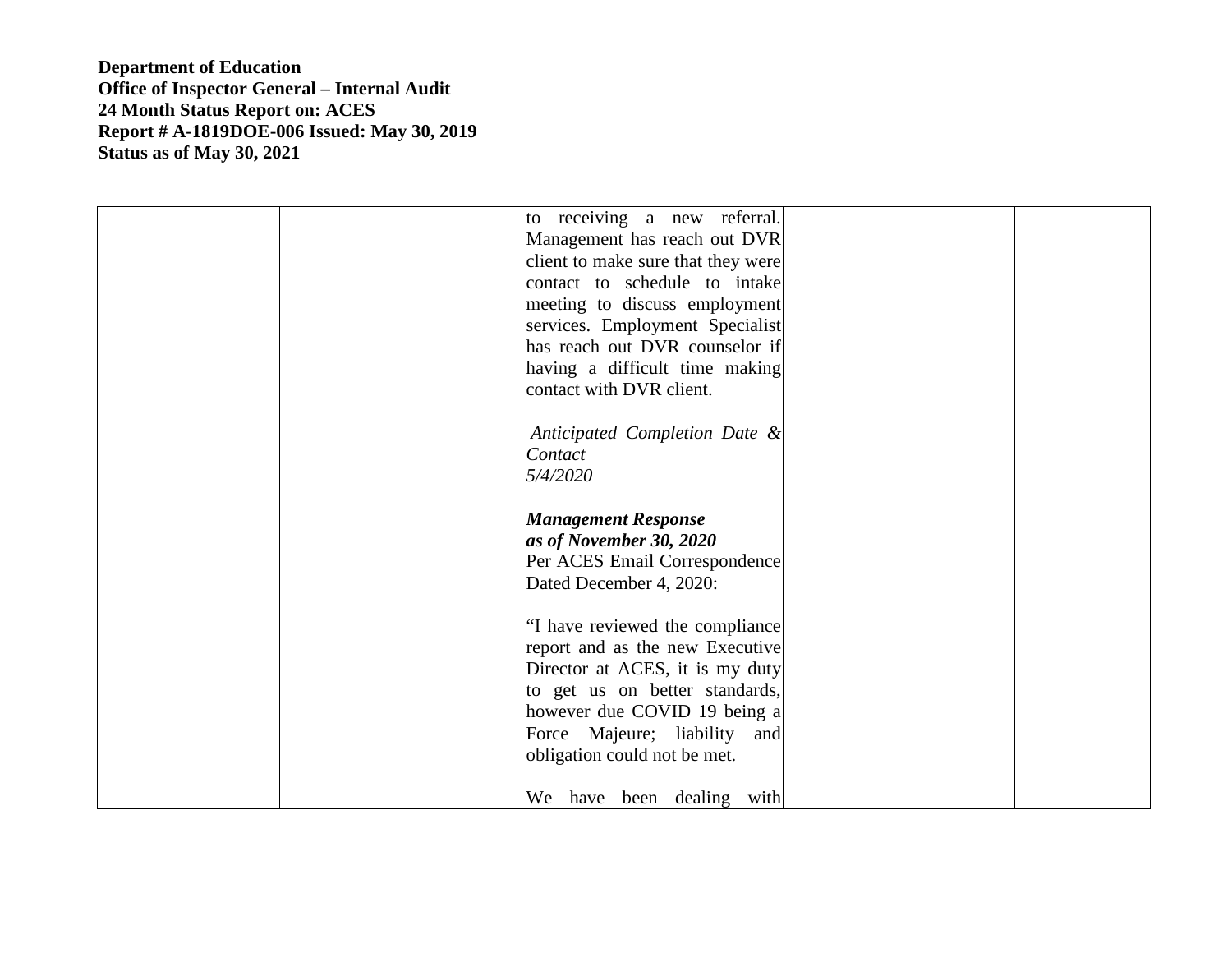**Department of Education**
**Office of Inspector General – Internal Audit**
**24 Month Status Report on: ACES**
**Report # A-1819DOE-006 Issued: May 30, 2019**
**Status as of May 30, 2021**

| | | | | |
|---|---|---|---|---|
| | | to receiving a new referral. Management has reach out DVR client to make sure that they were contact to schedule to intake meeting to discuss employment services. Employment Specialist has reach out DVR counselor if having a difficult time making contact with DVR client.<br><br>*Anticipated Completion Date & Contact*<br>*5/4/2020*<br><br>***Management Response as of November 30, 2020***<br>Per ACES Email Correspondence Dated December 4, 2020:<br><br>"I have reviewed the compliance report and as the new Executive Director at ACES, it is my duty to get us on better standards, however due COVID 19 being a Force Majeure; liability and obligation could not be met.<br><br>We have been dealing with | | |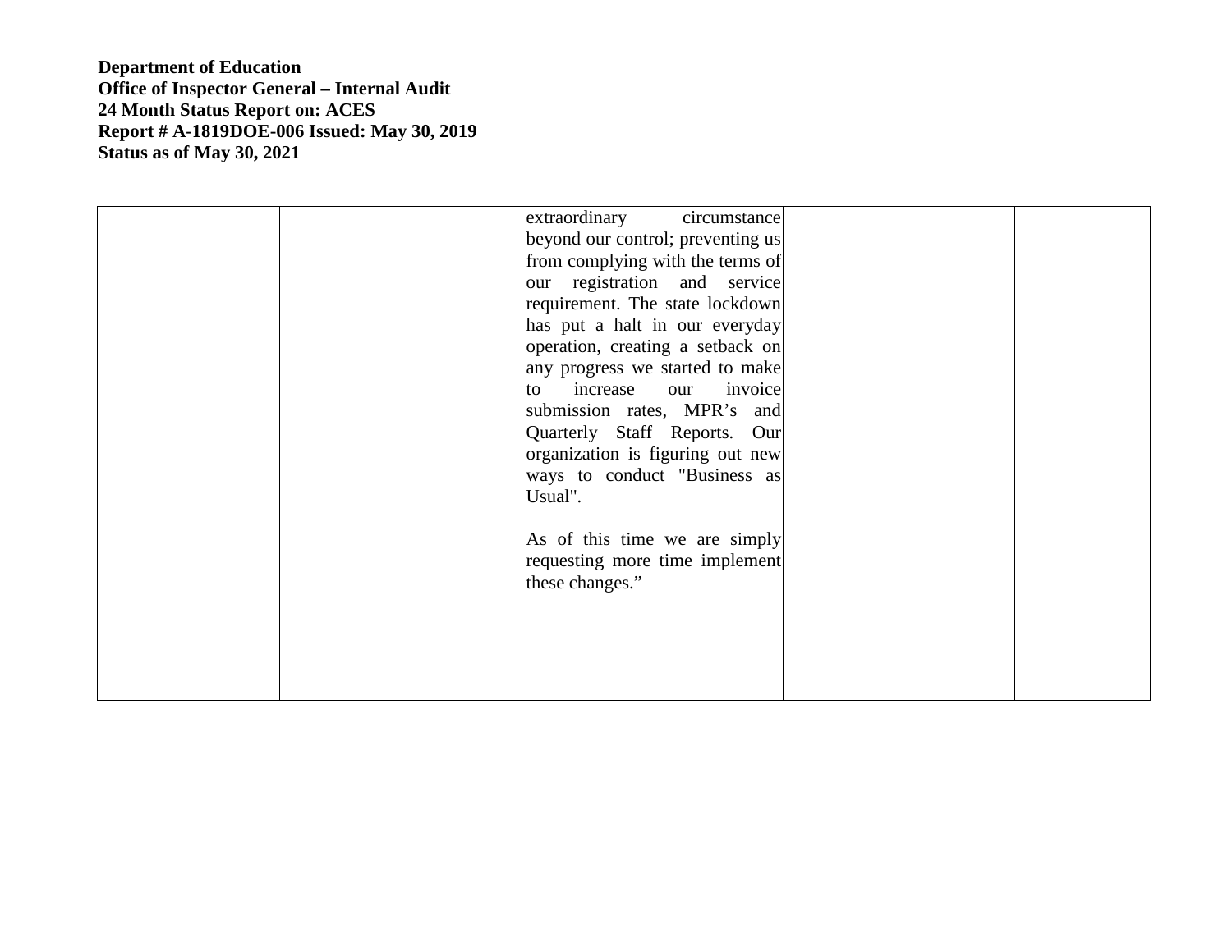**Department of Education**
**Office of Inspector General – Internal Audit**
**24 Month Status Report on: ACES**
**Report # A-1819DOE-006 Issued: May 30, 2019**
**Status as of May 30, 2021**

| | | | | |
|---|---|---|---|---|
| | | extraordinary circumstance beyond our control; preventing us from complying with the terms of our registration and service requirement. The state lockdown has put a halt in our everyday operation, creating a setback on any progress we started to make to increase our invoice submission rates, MPR's and Quarterly Staff Reports. Our organization is figuring out new ways to conduct "Business as Usual".<br><br>As of this time we are simply requesting more time implement these changes." | | |